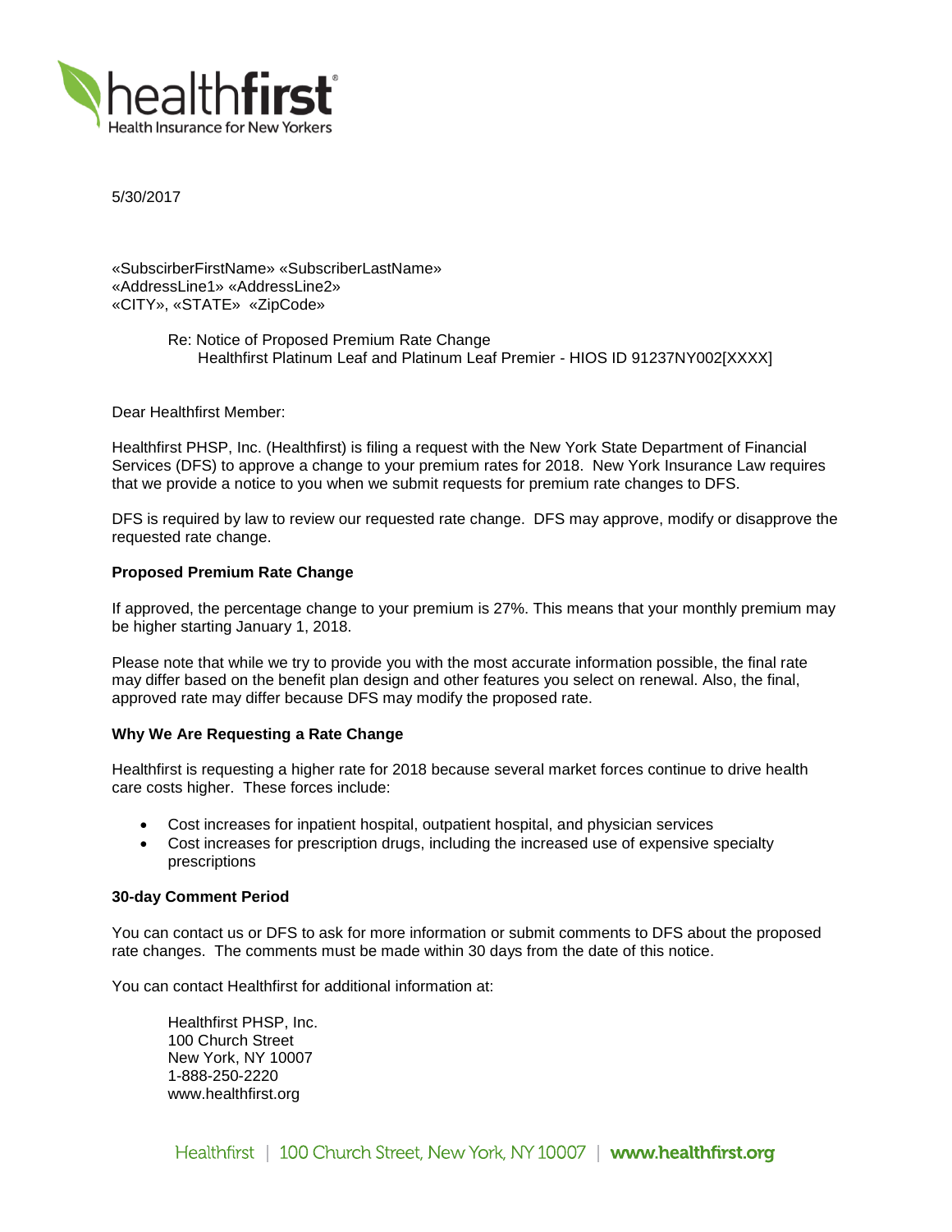5/30/2017

«SubscirberFirstName» «SubscriberLastName»
«AddressLine1» «AddressLine2»
«CITY», «STATE» «ZipCode»

Re: Notice of Proposed Premium Rate Change
Healthfirst Platinum Leaf and Platinum Leaf Premier - HIOS ID 91237NY002[XXXX]

Dear Healthfirst Member:

Healthfirst PHSP, Inc. (Healthfirst) is filing a request with the New York State Department of Financial Services (DFS) to approve a change to your premium rates for 2018. New York Insurance Law requires that we provide a notice to you when we submit requests for premium rate changes to DFS.

DFS is required by law to review our requested rate change. DFS may approve, modify or disapprove the requested rate change.

**Proposed Premium Rate Change**

If approved, the percentage change to your premium is 27%. This means that your monthly premium may be higher starting January 1, 2018.

Please note that while we try to provide you with the most accurate information possible, the final rate may differ based on the benefit plan design and other features you select on renewal. Also, the final, approved rate may differ because DFS may modify the proposed rate.

**Why We Are Requesting a Rate Change**

Healthfirst is requesting a higher rate for 2018 because several market forces continue to drive health care costs higher. These forces include:

- Cost increases for inpatient hospital, outpatient hospital, and physician services
- Cost increases for prescription drugs, including the increased use of expensive specialty prescriptions

**30-day Comment Period**

You can contact us or DFS to ask for more information or submit comments to DFS about the proposed rate changes. The comments must be made within 30 days from the date of this notice.

You can contact Healthfirst for additional information at:

Healthfirst PHSP, Inc.
100 Church Street
New York, NY 10007
1-888-250-2220
www.healthfirst.org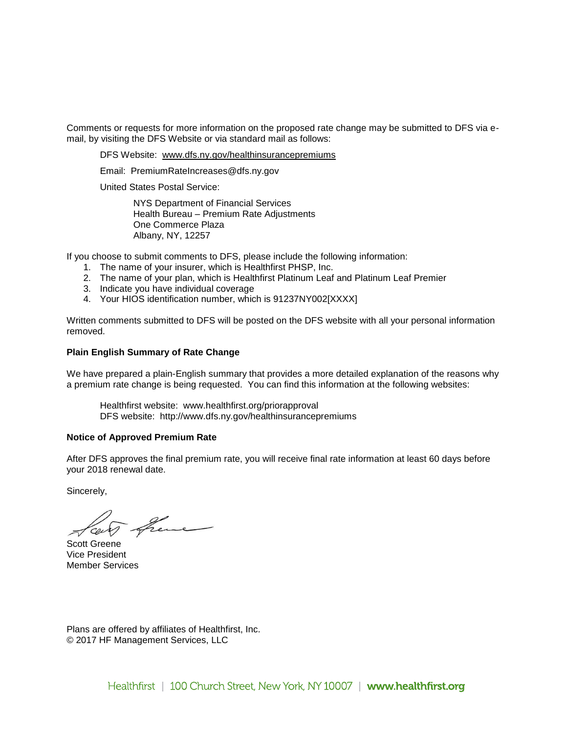Comments or requests for more information on the proposed rate change may be submitted to DFS via e-mail, by visiting the DFS Website or via standard mail as follows:

DFS Website: www.dfs.ny.gov/healthinsurancepremiums

Email: PremiumRateIncreases@dfs.ny.gov

United States Postal Service:

NYS Department of Financial Services
Health Bureau – Premium Rate Adjustments
One Commerce Plaza
Albany, NY, 12257

If you choose to submit comments to DFS, please include the following information:

1. The name of your insurer, which is Healthfirst PHSP, Inc.
2. The name of your plan, which is Healthfirst Platinum Leaf and Platinum Leaf Premier
3. Indicate you have individual coverage
4. Your HIOS identification number, which is 91237NY002[XXXX]

Written comments submitted to DFS will be posted on the DFS website with all your personal information removed.

**Plain English Summary of Rate Change**

We have prepared a plain-English summary that provides a more detailed explanation of the reasons why a premium rate change is being requested. You can find this information at the following websites:

Healthfirst website: www.healthfirst.org/priorapproval
DFS website: http://www.dfs.ny.gov/healthinsurancepremiums

**Notice of Approved Premium Rate**

After DFS approves the final premium rate, you will receive final rate information at least 60 days before your 2018 renewal date.

Sincerely,

Scott Greene
Vice President
Member Services

Plans are offered by affiliates of Healthfirst, Inc.
© 2017 HF Management Services, LLC

Healthfirst | 100 Church Street, New York, NY 10007 | www.healthfirst.org